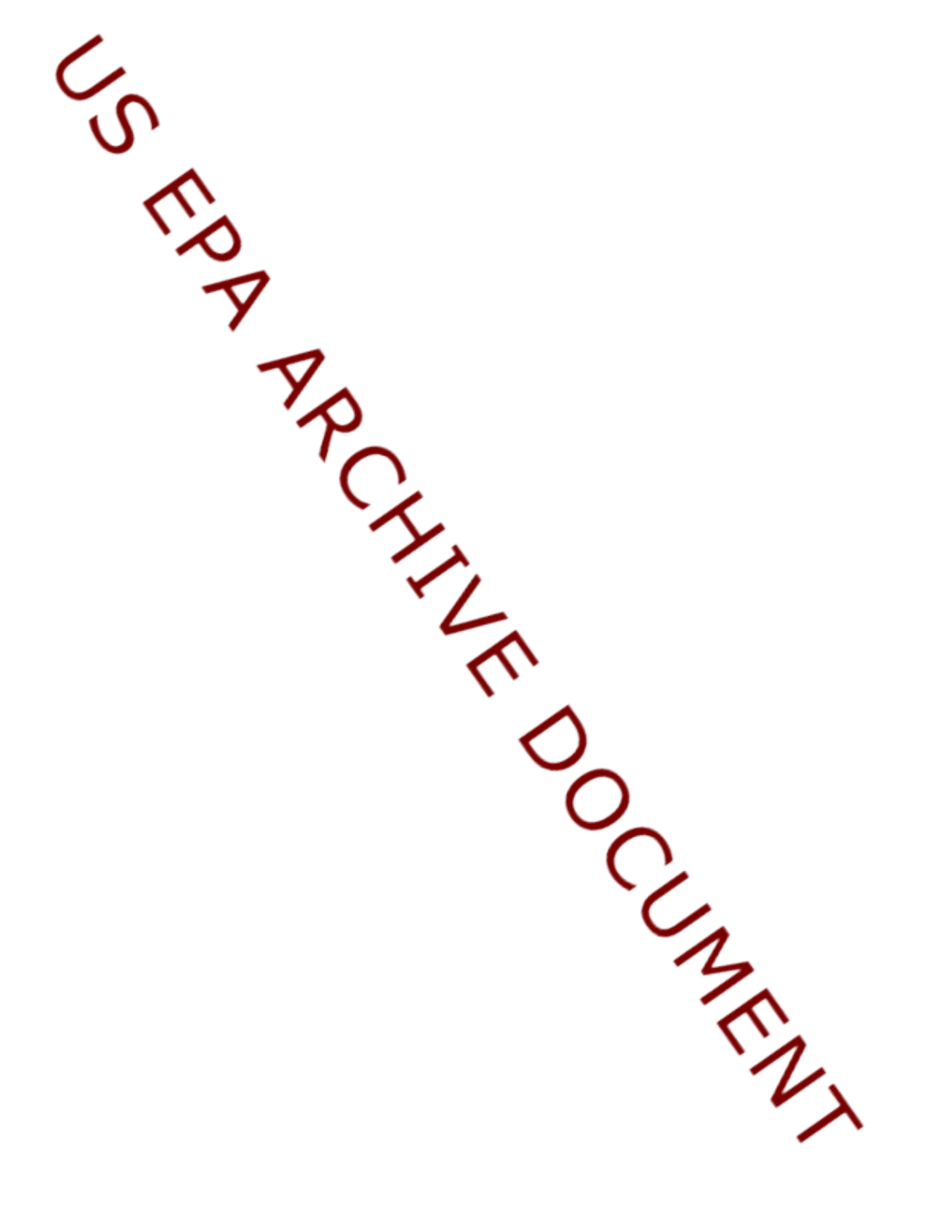US EPA ARCHIVE DOCUMENT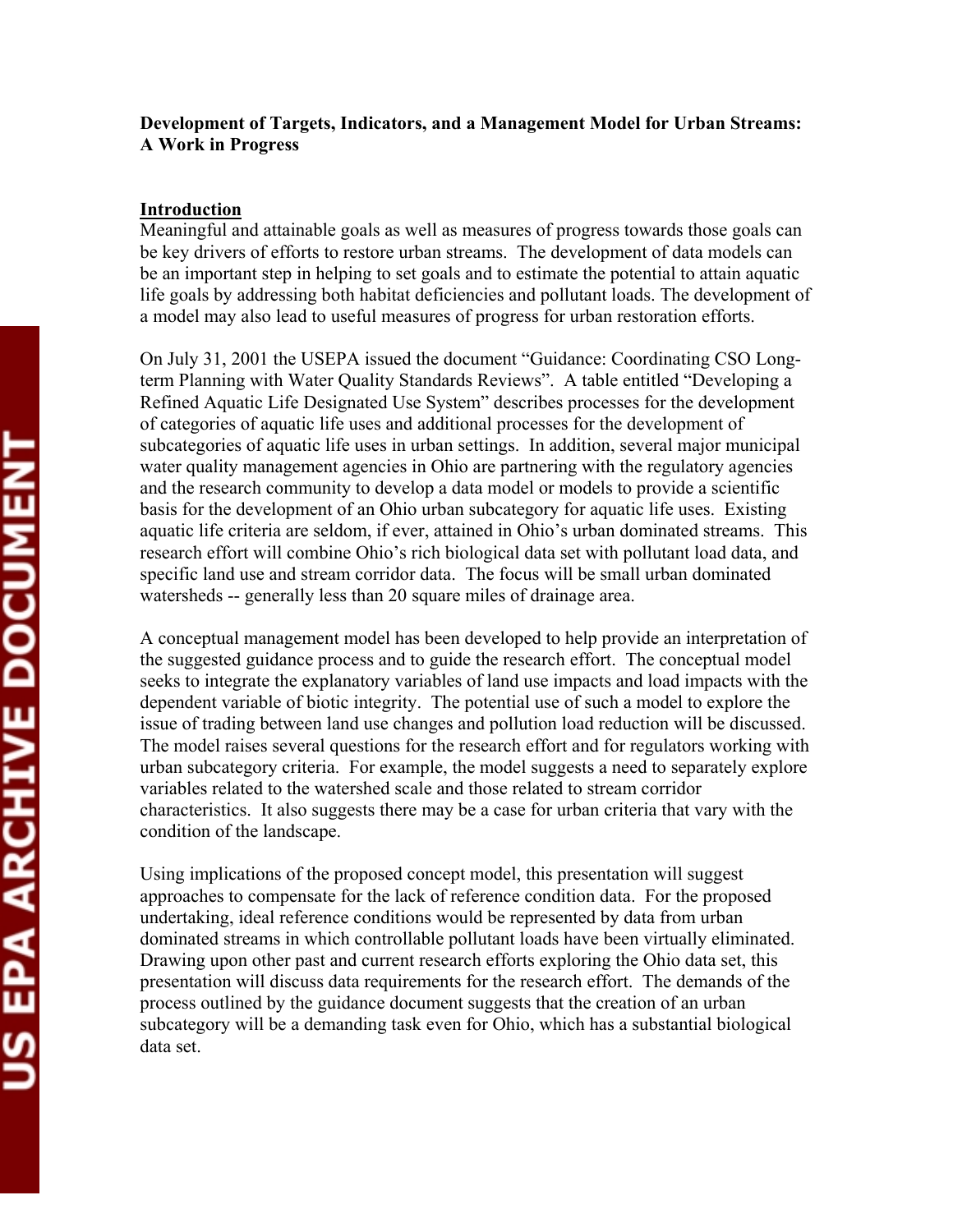**Development of Targets, Indicators, and a Management Model for Urban Streams: A Work in Progress**

**Introduction**

Meaningful and attainable goals as well as measures of progress towards those goals can be key drivers of efforts to restore urban streams. The development of data models can be an important step in helping to set goals and to estimate the potential to attain aquatic life goals by addressing both habitat deficiencies and pollutant loads. The development of a model may also lead to useful measures of progress for urban restoration efforts.

On July 31, 2001 the USEPA issued the document "Guidance: Coordinating CSO Long-term Planning with Water Quality Standards Reviews". A table entitled "Developing a Refined Aquatic Life Designated Use System" describes processes for the development of categories of aquatic life uses and additional processes for the development of subcategories of aquatic life uses in urban settings. In addition, several major municipal water quality management agencies in Ohio are partnering with the regulatory agencies and the research community to develop a data model or models to provide a scientific basis for the development of an Ohio urban subcategory for aquatic life uses. Existing aquatic life criteria are seldom, if ever, attained in Ohio's urban dominated streams. This research effort will combine Ohio's rich biological data set with pollutant load data, and specific land use and stream corridor data. The focus will be small urban dominated watersheds -- generally less than 20 square miles of drainage area.

A conceptual management model has been developed to help provide an interpretation of the suggested guidance process and to guide the research effort. The conceptual model seeks to integrate the explanatory variables of land use impacts and load impacts with the dependent variable of biotic integrity. The potential use of such a model to explore the issue of trading between land use changes and pollution load reduction will be discussed. The model raises several questions for the research effort and for regulators working with urban subcategory criteria. For example, the model suggests a need to separately explore variables related to the watershed scale and those related to stream corridor characteristics. It also suggests there may be a case for urban criteria that vary with the condition of the landscape.

Using implications of the proposed concept model, this presentation will suggest approaches to compensate for the lack of reference condition data. For the proposed undertaking, ideal reference conditions would be represented by data from urban dominated streams in which controllable pollutant loads have been virtually eliminated. Drawing upon other past and current research efforts exploring the Ohio data set, this presentation will discuss data requirements for the research effort. The demands of the process outlined by the guidance document suggests that the creation of an urban subcategory will be a demanding task even for Ohio, which has a substantial biological data set.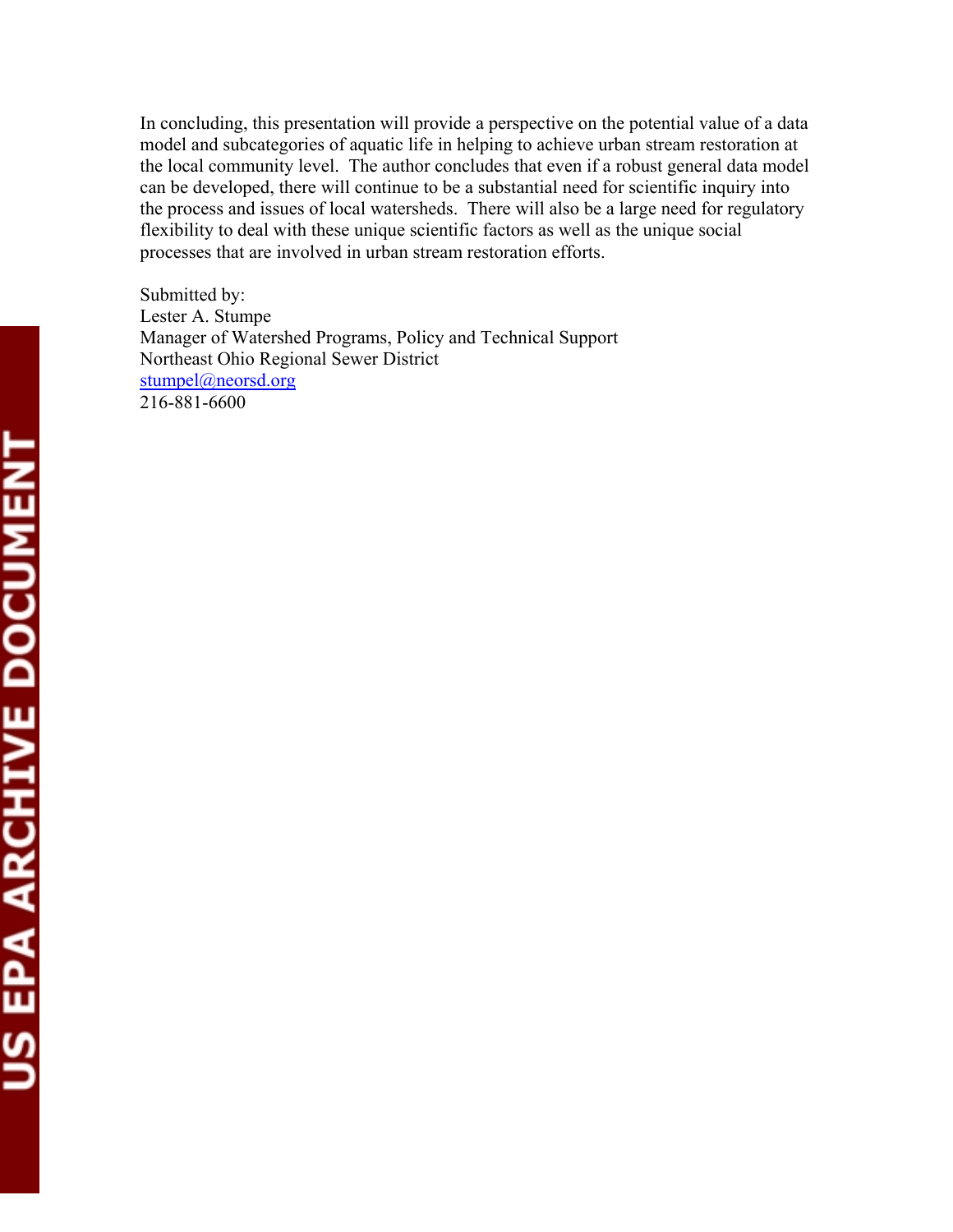In concluding, this presentation will provide a perspective on the potential value of a data model and subcategories of aquatic life in helping to achieve urban stream restoration at the local community level. The author concludes that even if a robust general data model can be developed, there will continue to be a substantial need for scientific inquiry into the process and issues of local watersheds. There will also be a large need for regulatory flexibility to deal with these unique scientific factors as well as the unique social processes that are involved in urban stream restoration efforts.

Submitted by:
Lester A. Stumpe
Manager of Watershed Programs, Policy and Technical Support
Northeast Ohio Regional Sewer District
stumpel@neorsd.org
216-881-6600